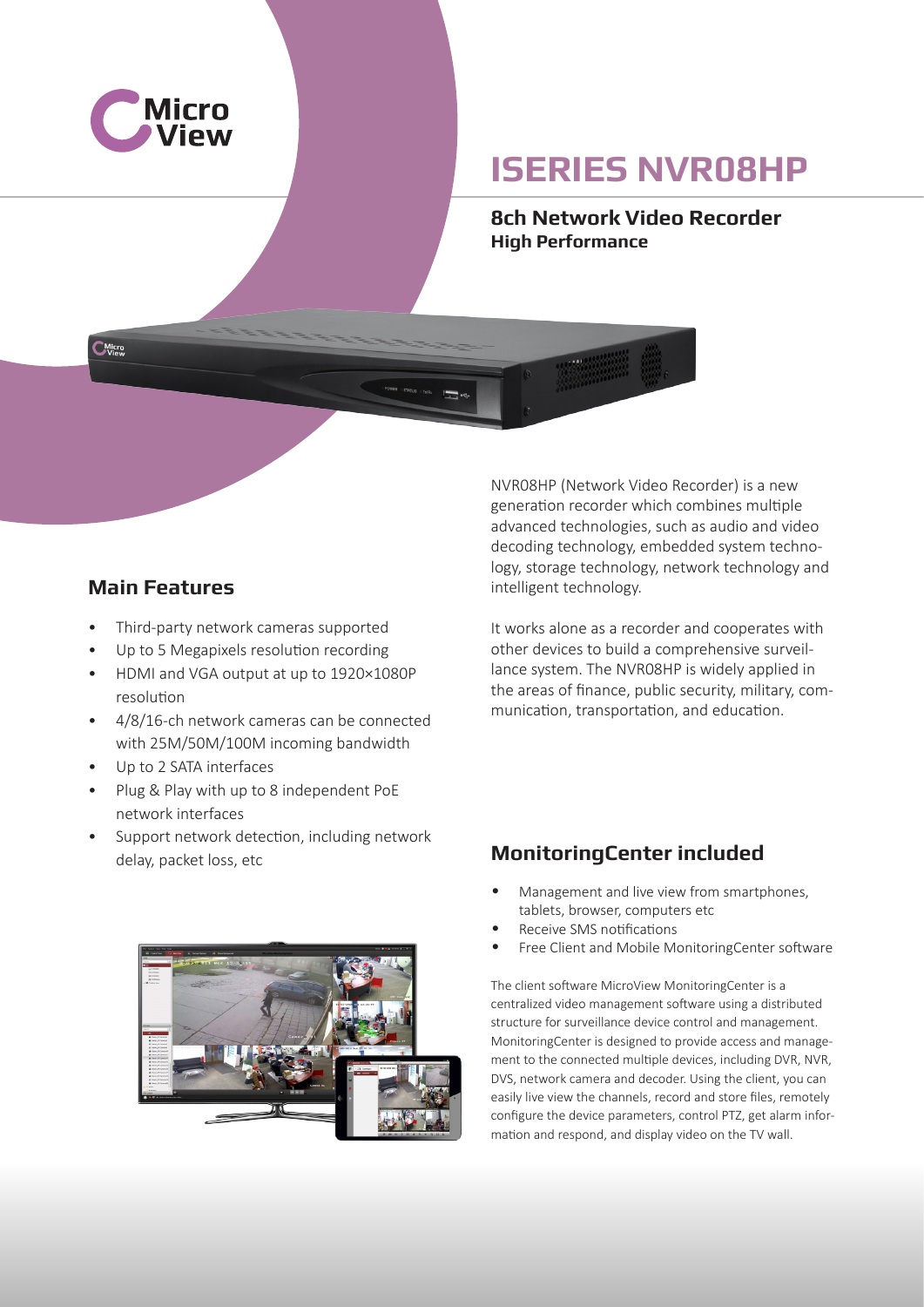# ISERIES NVR08HP

## 8ch Network Video Recorder
**High Performance**

NVR08HP (Network Video Recorder) is a new generation recorder which combines multiple advanced technologies, such as audio and video decoding technology, embedded system technology, storage technology, network technology and intelligent technology.

It works alone as a recorder and cooperates with other devices to build a comprehensive surveillance system. The NVR08HP is widely applied in the areas of finance, public security, military, communication, transportation, and education.

## Main Features

- Third-party network cameras supported
- Up to 5 Megapixels resolution recording
- HDMI and VGA output at up to 1920×1080P resolution
- 4/8/16-ch network cameras can be connected with 25M/50M/100M incoming bandwidth
- Up to 2 SATA interfaces
- Plug & Play with up to 8 independent PoE network interfaces
- Support network detection, including network delay, packet loss, etc

## MonitoringCenter included

- Management and live view from smartphones, tablets, browser, computers etc
- Receive SMS notifications
- Free Client and Mobile MonitoringCenter software

The client software MicroView MonitoringCenter is a centralized video management software using a distributed structure for surveillance device control and management. MonitoringCenter is designed to provide access and management to the connected multiple devices, including DVR, NVR, DVS, network camera and decoder. Using the client, you can easily live view the channels, record and store files, remotely configure the device parameters, control PTZ, get alarm information and respond, and display video on the TV wall.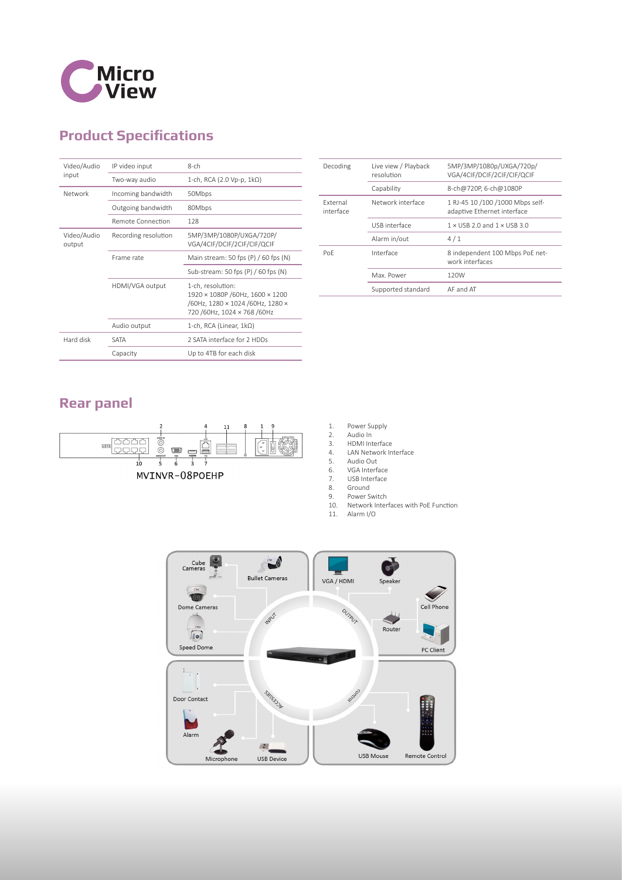# Product Specifications

| | | |
|---|---|---|
| Video/Audio input | IP video input | 8-ch |
| | Two-way audio | 1-ch, RCA (2.0 Vp-p, 1kΩ) |
| Network | Incoming bandwidth | 50Mbps |
| | Outgoing bandwidth | 80Mbps |
| | Remote Connection | 128 |
| Video/Audio output | Recording resolution | 5MP/3MP/1080P/UXGA/720P/ VGA/4CIF/DCIF/2CIF/CIF/QCIF |
| | Frame rate | Main stream: 50 fps (P) / 60 fps (N) |
| | | Sub-stream: 50 fps (P) / 60 fps (N) |
| | HDMI/VGA output | 1-ch, resolution: 1920 × 1080P /60Hz, 1600 × 1200 /60Hz, 1280 × 1024 /60Hz, 1280 × 720 /60Hz, 1024 × 768 /60Hz |
| | Audio output | 1-ch, RCA (Linear, 1kΩ) |
| Hard disk | SATA | 2 SATA interface for 2 HDDs |
| | Capacity | Up to 4TB for each disk |

| | | |
|---|---|---|
| Decoding | Live view / Playback resolution | 5MP/3MP/1080p/UXGA/720p/ VGA/4CIF/DCIF/2CIF/CIF/QCIF |
| | Capability | 8-ch@720P, 6-ch@1080P |
| External interface | Network interface | 1 RJ-45 10 /100 /1000 Mbps self-adaptive Ethernet interface |
| | USB interface | 1 × USB 2.0 and 1 × USB 3.0 |
| | Alarm in/out | 4 / 1 |
| PoE | Interface | 8 independent 100 Mbps PoE network interfaces |
| | Max. Power | 120W |
| | Supported standard | AF and AT |

# Rear panel

MVINVR-08POEHP

1. Power Supply
2. Audio In
3. HDMI Interface
4. LAN Network Interface
5. Audio Out
6. VGA Interface
7. USB Interface
8. Ground
9. Power Switch
10. Network Interfaces with PoE Function
11. Alarm I/O